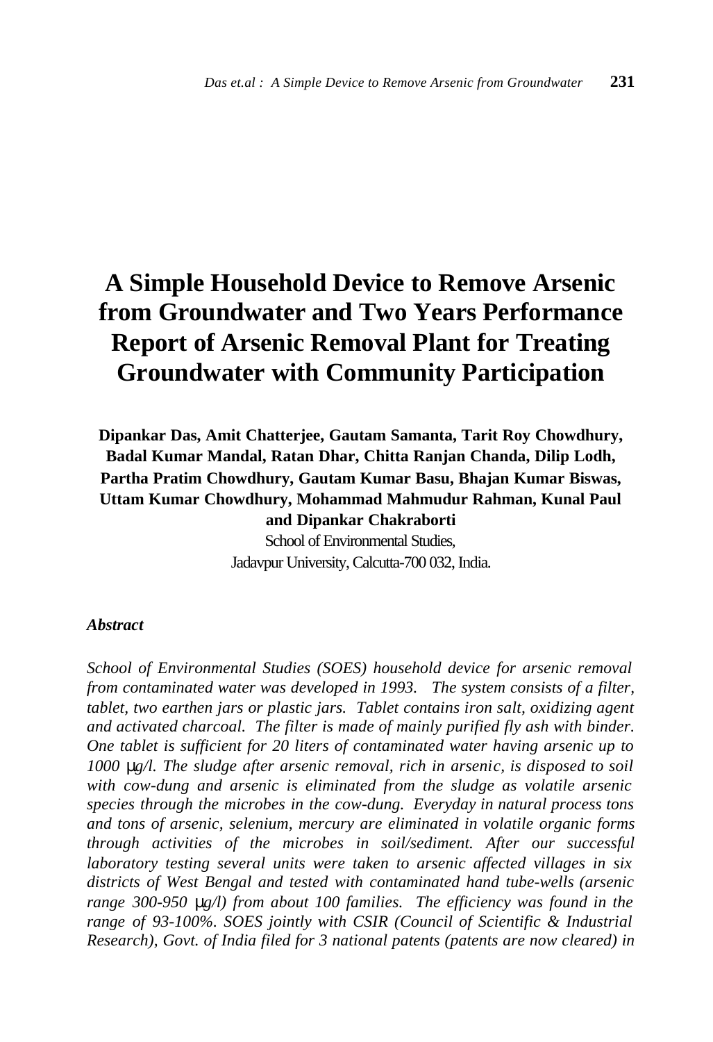# A Simple Household Device to Remove Arsenic from Groundwater and Two Years Performance Report of Arsenic Removal Plant for Treating Groundwater with Community Participation

**Dipankar Das, Amit Chatterjee, Gautam Samanta, Tarit Roy Chowdhury, Badal Kumar Mandal, Ratan Dhar, Chitta Ranjan Chanda, Dilip Lodh, Partha Pratim Chowdhury, Gautam Kumar Basu, Bhajan Kumar Biswas, Uttam Kumar Chowdhury, Mohammad Mahmudur Rahman, Kunal Paul and Dipankar Chakraborti**

School of Environmental Studies,
Jadavpur University, Calcutta-700 032, India.

***Abstract***

*School of Environmental Studies (SOES) household device for arsenic removal from contaminated water was developed in 1993. The system consists of a filter, tablet, two earthen jars or plastic jars. Tablet contains iron salt, oxidizing agent and activated charcoal. The filter is made of mainly purified fly ash with binder. One tablet is sufficient for 20 liters of contaminated water having arsenic up to 1000 μg/l. The sludge after arsenic removal, rich in arsenic, is disposed to soil with cow-dung and arsenic is eliminated from the sludge as volatile arsenic species through the microbes in the cow-dung. Everyday in natural process tons and tons of arsenic, selenium, mercury are eliminated in volatile organic forms through activities of the microbes in soil/sediment. After our successful laboratory testing several units were taken to arsenic affected villages in six districts of West Bengal and tested with contaminated hand tube-wells (arsenic range 300-950 μg/l) from about 100 families. The efficiency was found in the range of 93-100%. SOES jointly with CSIR (Council of Scientific & Industrial Research), Govt. of India filed for 3 national patents (patents are now cleared) in*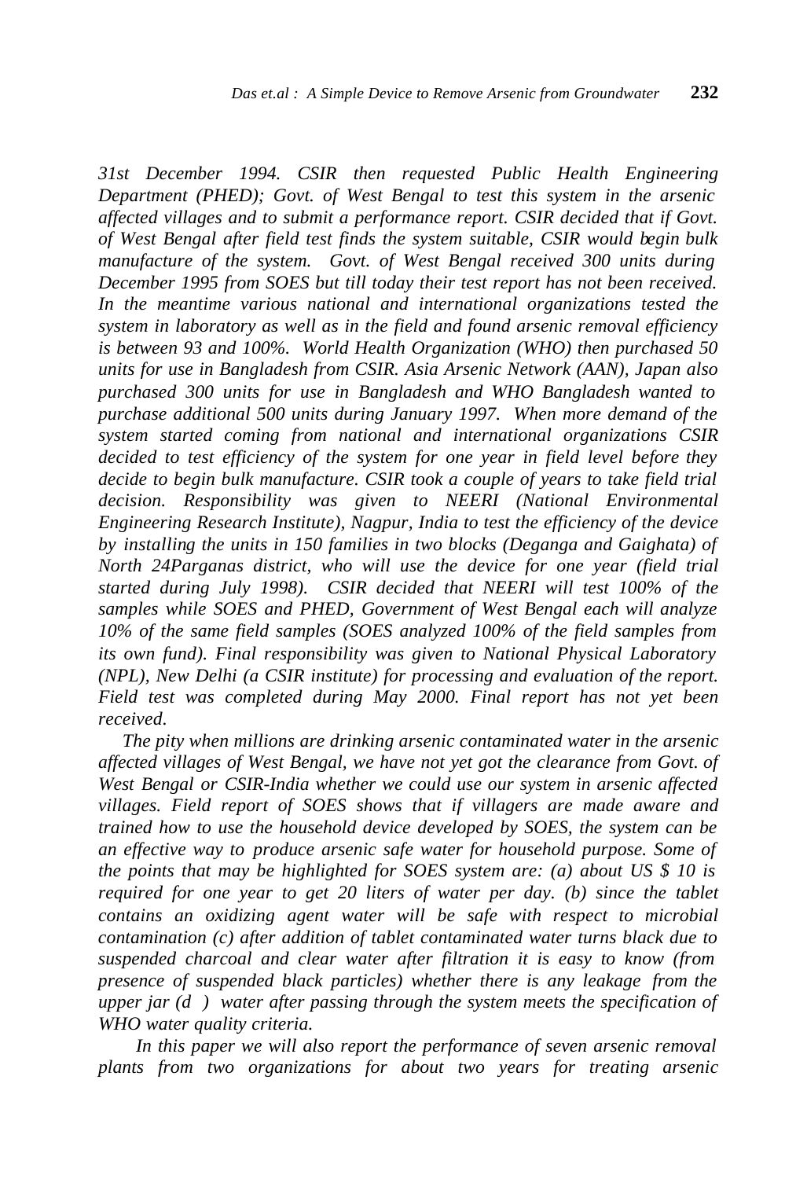*31st December 1994. CSIR then requested Public Health Engineering Department (PHED); Govt. of West Bengal to test this system in the arsenic affected villages and to submit a performance report. CSIR decided that if Govt. of West Bengal after field test finds the system suitable, CSIR would begin bulk manufacture of the system. Govt. of West Bengal received 300 units during December 1995 from SOES but till today their test report has not been received. In the meantime various national and international organizations tested the system in laboratory as well as in the field and found arsenic removal efficiency is between 93 and 100%. World Health Organization (WHO) then purchased 50 units for use in Bangladesh from CSIR. Asia Arsenic Network (AAN), Japan also purchased 300 units for use in Bangladesh and WHO Bangladesh wanted to purchase additional 500 units during January 1997. When more demand of the system started coming from national and international organizations CSIR decided to test efficiency of the system for one year in field level before they decide to begin bulk manufacture. CSIR took a couple of years to take field trial decision. Responsibility was given to NEERI (National Environmental Engineering Research Institute), Nagpur, India to test the efficiency of the device by installing the units in 150 families in two blocks (Deganga and Gaighata) of North 24Parganas district, who will use the device for one year (field trial started during July 1998). CSIR decided that NEERI will test 100% of the samples while SOES and PHED, Government of West Bengal each will analyze 10% of the same field samples (SOES analyzed 100% of the field samples from its own fund). Final responsibility was given to National Physical Laboratory (NPL), New Delhi (a CSIR institute) for processing and evaluation of the report. Field test was completed during May 2000. Final report has not yet been received.*

*The pity when millions are drinking arsenic contaminated water in the arsenic affected villages of West Bengal, we have not yet got the clearance from Govt. of West Bengal or CSIR-India whether we could use our system in arsenic affected villages. Field report of SOES shows that if villagers are made aware and trained how to use the household device developed by SOES, the system can be an effective way to produce arsenic safe water for household purpose. Some of the points that may be highlighted for SOES system are: (a) about US $ 10 is required for one year to get 20 liters of water per day. (b) since the tablet contains an oxidizing agent water will be safe with respect to microbial contamination (c) after addition of tablet contaminated water turns black due to suspended charcoal and clear water after filtration it is easy to know (from presence of suspended black particles) whether there is any leakage from the upper jar (d ) water after passing through the system meets the specification of WHO water quality criteria.*

*In this paper we will also report the performance of seven arsenic removal plants from two organizations for about two years for treating arsenic*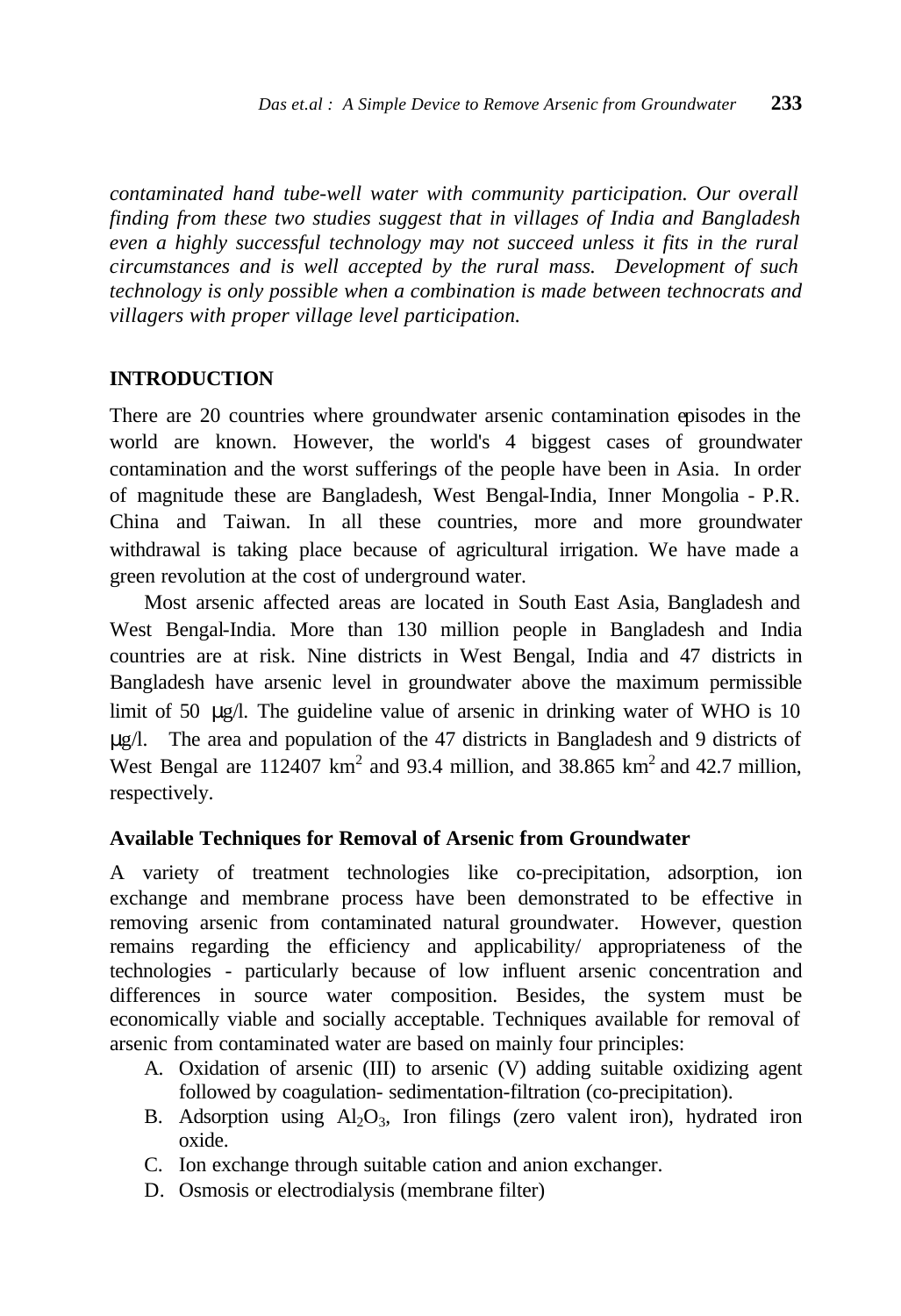*contaminated hand tube-well water with community participation. Our overall finding from these two studies suggest that in villages of India and Bangladesh even a highly successful technology may not succeed unless it fits in the rural circumstances and is well accepted by the rural mass. Development of such technology is only possible when a combination is made between technocrats and villagers with proper village level participation.*

## INTRODUCTION

There are 20 countries where groundwater arsenic contamination episodes in the world are known. However, the world's 4 biggest cases of groundwater contamination and the worst sufferings of the people have been in Asia. In order of magnitude these are Bangladesh, West Bengal-India, Inner Mongolia - P.R. China and Taiwan. In all these countries, more and more groundwater withdrawal is taking place because of agricultural irrigation. We have made a green revolution at the cost of underground water.

Most arsenic affected areas are located in South East Asia, Bangladesh and West Bengal-India. More than 130 million people in Bangladesh and India countries are at risk. Nine districts in West Bengal, India and 47 districts in Bangladesh have arsenic level in groundwater above the maximum permissible limit of 50 μg/l. The guideline value of arsenic in drinking water of WHO is 10 μg/l. The area and population of the 47 districts in Bangladesh and 9 districts of West Bengal are 112407 $km^2$ and 93.4 million, and 38.865 $km^2$ and 42.7 million, respectively.

### Available Techniques for Removal of Arsenic from Groundwater

A variety of treatment technologies like co-precipitation, adsorption, ion exchange and membrane process have been demonstrated to be effective in removing arsenic from contaminated natural groundwater. However, question remains regarding the efficiency and applicability/ appropriateness of the technologies - particularly because of low influent arsenic concentration and differences in source water composition. Besides, the system must be economically viable and socially acceptable. Techniques available for removal of arsenic from contaminated water are based on mainly four principles:

A. Oxidation of arsenic (III) to arsenic (V) adding suitable oxidizing agent followed by coagulation- sedimentation-filtration (co-precipitation).
B. Adsorption using $Al_2O_3$, Iron filings (zero valent iron), hydrated iron oxide.
C. Ion exchange through suitable cation and anion exchanger.
D. Osmosis or electrodialysis (membrane filter)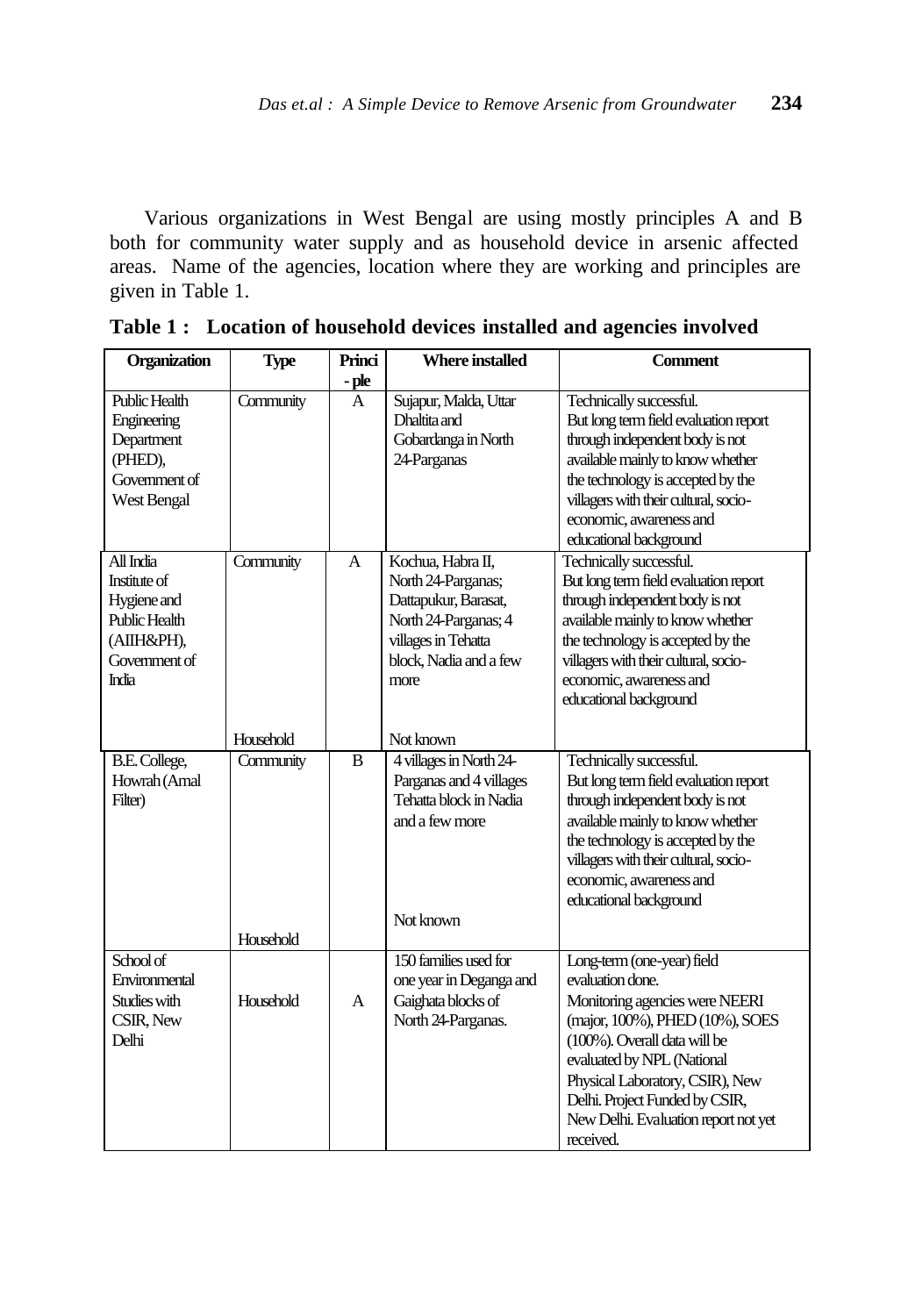Various organizations in West Bengal are using mostly principles A and B both for community water supply and as household device in arsenic affected areas. Name of the agencies, location where they are working and principles are given in Table 1.

**Table 1 : Location of household devices installed and agencies involved**

| Organization | Type | Princi-ple | Where installed | Comment |
|---|---|---|---|---|
| Public Health Engineering Department (PHED), Government of West Bengal | Community | A | Sujapur, Malda, Uttar Dhaltita and Gobardanga in North 24-Parganas | Technically successful. But long term field evaluation report through independent body is not available mainly to know whether the technology is accepted by the villagers with their cultural, socio-economic, awareness and educational background |
| All India Institute of Hygiene and Public Health (AIIH&PH), Government of India | Community | A | Kochua, Habra II, North 24-Parganas; Dattapukur, Barasat, North 24-Parganas; 4 villages in Tehatta block, Nadia and a few more | Technically successful. But long term field evaluation report through independent body is not available mainly to know whether the technology is accepted by the villagers with their cultural, socio-economic, awareness and educational background |
| | Household | | Not known | |
| B.E. College, Howrah (Amal Filter) | Community | B | 4 villages in North 24-Parganas and 4 villages Tehatta block in Nadia and a few more | Technically successful. But long term field evaluation report through independent body is not available mainly to know whether the technology is accepted by the villagers with their cultural, socio-economic, awareness and educational background |
| | Household | | Not known | |
| School of Environmental Studies with CSIR, New Delhi | Household | A | 150 families used for one year in Deganga and Gaighata blocks of North 24-Parganas. | Long-term (one-year) field evaluation done. Monitoring agencies were NEERI (major, 100%), PHED (10%), SOES (100%). Overall data will be evaluated by NPL (National Physical Laboratory, CSIR), New Delhi. Project Funded by CSIR, New Delhi. Evaluation report not yet received. |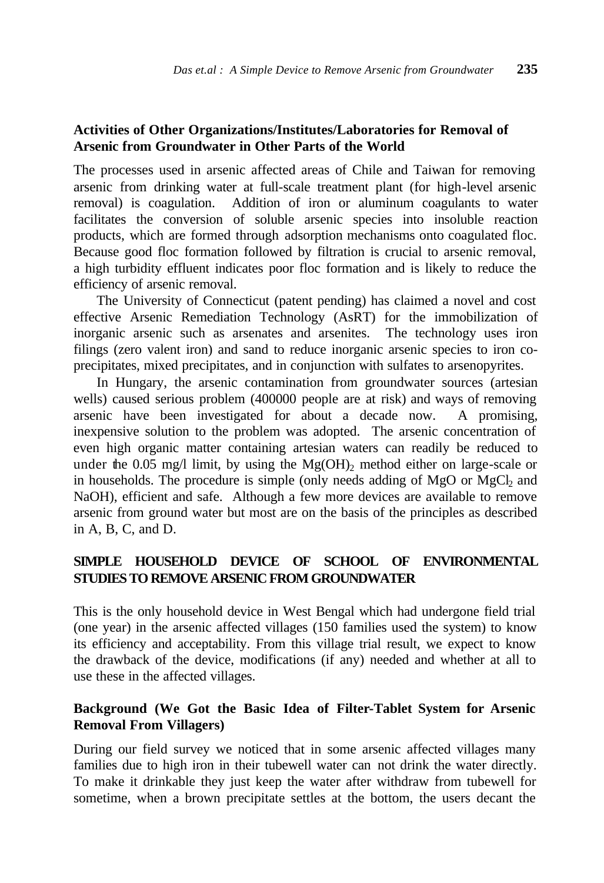### Activities of Other Organizations/Institutes/Laboratories for Removal of Arsenic from Groundwater in Other Parts of the World

The processes used in arsenic affected areas of Chile and Taiwan for removing arsenic from drinking water at full-scale treatment plant (for high-level arsenic removal) is coagulation. Addition of iron or aluminum coagulants to water facilitates the conversion of soluble arsenic species into insoluble reaction products, which are formed through adsorption mechanisms onto coagulated floc. Because good floc formation followed by filtration is crucial to arsenic removal, a high turbidity effluent indicates poor floc formation and is likely to reduce the efficiency of arsenic removal.

The University of Connecticut (patent pending) has claimed a novel and cost effective Arsenic Remediation Technology (AsRT) for the immobilization of inorganic arsenic such as arsenates and arsenites. The technology uses iron filings (zero valent iron) and sand to reduce inorganic arsenic species to iron co-precipitates, mixed precipitates, and in conjunction with sulfates to arsenopyrites.

In Hungary, the arsenic contamination from groundwater sources (artesian wells) caused serious problem (400000 people are at risk) and ways of removing arsenic have been investigated for about a decade now. A promising, inexpensive solution to the problem was adopted. The arsenic concentration of even high organic matter containing artesian waters can readily be reduced to under the 0.05 mg/l limit, by using the $Mg(OH)_2$ method either on large-scale or in households. The procedure is simple (only needs adding of MgO or $MgCl_2$ and NaOH), efficient and safe. Although a few more devices are available to remove arsenic from ground water but most are on the basis of the principles as described in A, B, C, and D.

## SIMPLE HOUSEHOLD DEVICE OF SCHOOL OF ENVIRONMENTAL STUDIES TO REMOVE ARSENIC FROM GROUNDWATER

This is the only household device in West Bengal which had undergone field trial (one year) in the arsenic affected villages (150 families used the system) to know its efficiency and acceptability. From this village trial result, we expect to know the drawback of the device, modifications (if any) needed and whether at all to use these in the affected villages.

### Background (We Got the Basic Idea of Filter-Tablet System for Arsenic Removal From Villagers)

During our field survey we noticed that in some arsenic affected villages many families due to high iron in their tubewell water can not drink the water directly. To make it drinkable they just keep the water after withdraw from tubewell for sometime, when a brown precipitate settles at the bottom, the users decant the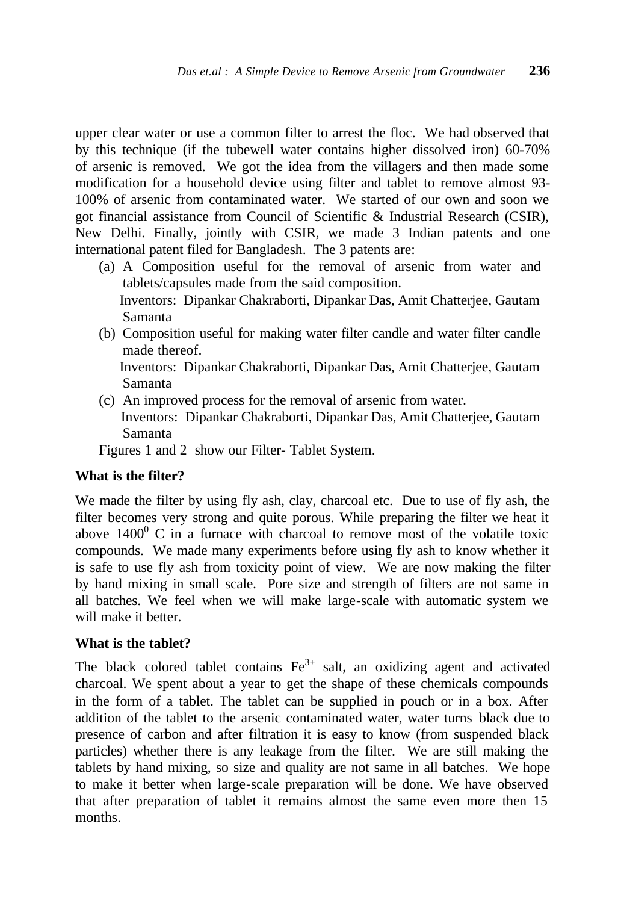upper clear water or use a common filter to arrest the floc. We had observed that by this technique (if the tubewell water contains higher dissolved iron) 60-70% of arsenic is removed. We got the idea from the villagers and then made some modification for a household device using filter and tablet to remove almost 93-100% of arsenic from contaminated water. We started of our own and soon we got financial assistance from Council of Scientific & Industrial Research (CSIR), New Delhi. Finally, jointly with CSIR, we made 3 Indian patents and one international patent filed for Bangladesh. The 3 patents are:

(a) A Composition useful for the removal of arsenic from water and tablets/capsules made from the said composition.
    Inventors: Dipankar Chakraborti, Dipankar Das, Amit Chatterjee, Gautam Samanta

(b) Composition useful for making water filter candle and water filter candle made thereof.
    Inventors: Dipankar Chakraborti, Dipankar Das, Amit Chatterjee, Gautam Samanta

(c) An improved process for the removal of arsenic from water.
    Inventors: Dipankar Chakraborti, Dipankar Das, Amit Chatterjee, Gautam Samanta

Figures 1 and 2 show our Filter- Tablet System.

**What is the filter?**

We made the filter by using fly ash, clay, charcoal etc. Due to use of fly ash, the filter becomes very strong and quite porous. While preparing the filter we heat it above $1400^0$ C in a furnace with charcoal to remove most of the volatile toxic compounds. We made many experiments before using fly ash to know whether it is safe to use fly ash from toxicity point of view. We are now making the filter by hand mixing in small scale. Pore size and strength of filters are not same in all batches. We feel when we will make large-scale with automatic system we will make it better.

**What is the tablet?**

The black colored tablet contains $Fe^{3+}$ salt, an oxidizing agent and activated charcoal. We spent about a year to get the shape of these chemicals compounds in the form of a tablet. The tablet can be supplied in pouch or in a box. After addition of the tablet to the arsenic contaminated water, water turns black due to presence of carbon and after filtration it is easy to know (from suspended black particles) whether there is any leakage from the filter. We are still making the tablets by hand mixing, so size and quality are not same in all batches. We hope to make it better when large-scale preparation will be done. We have observed that after preparation of tablet it remains almost the same even more then 15 months.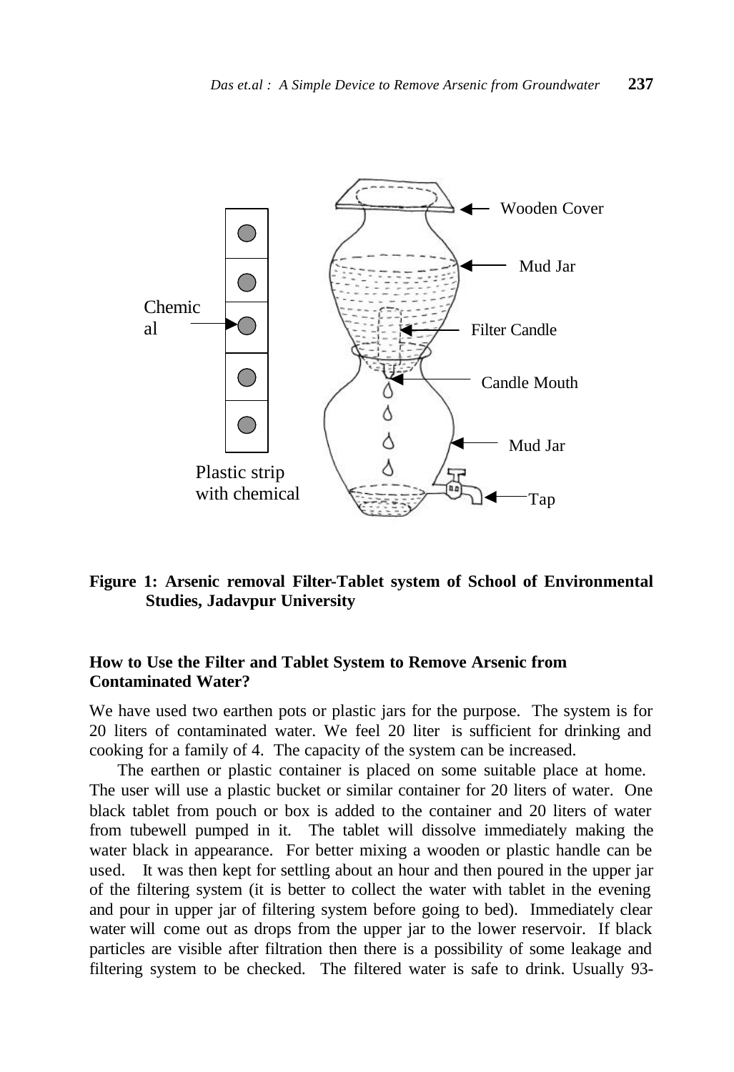**Figure 1: Arsenic removal Filter-Tablet system of School of Environmental Studies, Jadavpur University**

### How to Use the Filter and Tablet System to Remove Arsenic from Contaminated Water?

We have used two earthen pots or plastic jars for the purpose. The system is for 20 liters of contaminated water. We feel 20 liter is sufficient for drinking and cooking for a family of 4. The capacity of the system can be increased.

The earthen or plastic container is placed on some suitable place at home. The user will use a plastic bucket or similar container for 20 liters of water. One black tablet from pouch or box is added to the container and 20 liters of water from tubewell pumped in it. The tablet will dissolve immediately making the water black in appearance. For better mixing a wooden or plastic handle can be used. It was then kept for settling about an hour and then poured in the upper jar of the filtering system (it is better to collect the water with tablet in the evening and pour in upper jar of filtering system before going to bed). Immediately clear water will come out as drops from the upper jar to the lower reservoir. If black particles are visible after filtration then there is a possibility of some leakage and filtering system to be checked. The filtered water is safe to drink. Usually 93-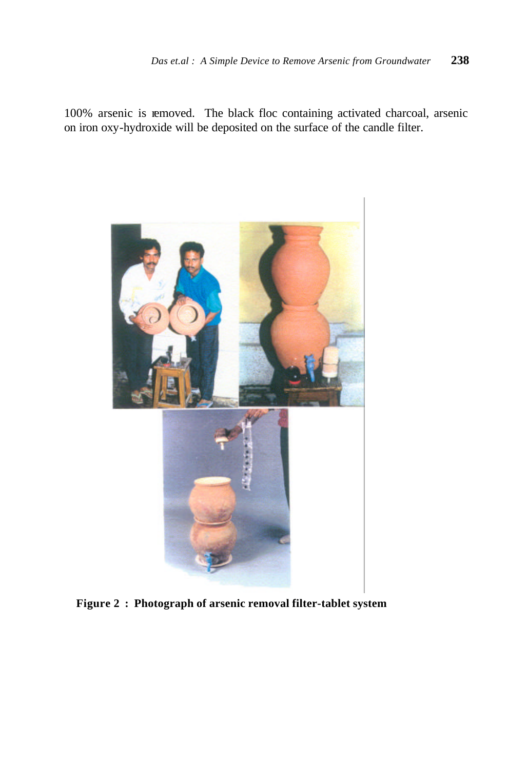100% arsenic is removed. The black floc containing activated charcoal, arsenic on iron oxy-hydroxide will be deposited on the surface of the candle filter.

**Figure 2 : Photograph of arsenic removal filter-tablet system**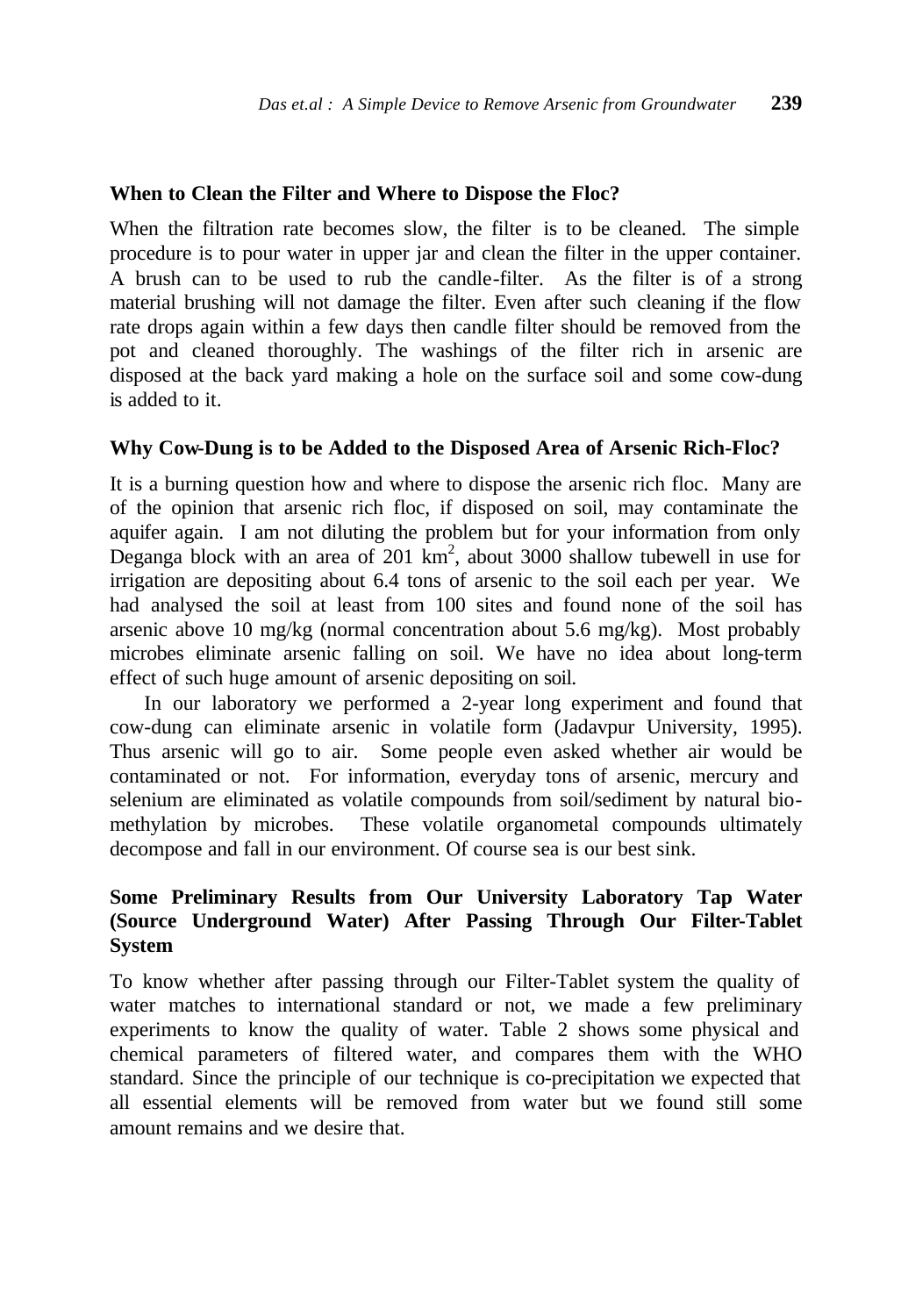### When to Clean the Filter and Where to Dispose the Floc?

When the filtration rate becomes slow, the filter is to be cleaned. The simple procedure is to pour water in upper jar and clean the filter in the upper container. A brush can to be used to rub the candle-filter. As the filter is of a strong material brushing will not damage the filter. Even after such cleaning if the flow rate drops again within a few days then candle filter should be removed from the pot and cleaned thoroughly. The washings of the filter rich in arsenic are disposed at the back yard making a hole on the surface soil and some cow-dung is added to it.

### Why Cow-Dung is to be Added to the Disposed Area of Arsenic Rich-Floc?

It is a burning question how and where to dispose the arsenic rich floc. Many are of the opinion that arsenic rich floc, if disposed on soil, may contaminate the aquifer again. I am not diluting the problem but for your information from only Deganga block with an area of 201 $km^2$, about 3000 shallow tubewell in use for irrigation are depositing about 6.4 tons of arsenic to the soil each per year. We had analysed the soil at least from 100 sites and found none of the soil has arsenic above 10 mg/kg (normal concentration about 5.6 mg/kg). Most probably microbes eliminate arsenic falling on soil. We have no idea about long-term effect of such huge amount of arsenic depositing on soil.

In our laboratory we performed a 2-year long experiment and found that cow-dung can eliminate arsenic in volatile form (Jadavpur University, 1995). Thus arsenic will go to air. Some people even asked whether air would be contaminated or not. For information, everyday tons of arsenic, mercury and selenium are eliminated as volatile compounds from soil/sediment by natural bio-methylation by microbes. These volatile organometal compounds ultimately decompose and fall in our environment. Of course sea is our best sink.

### Some Preliminary Results from Our University Laboratory Tap Water (Source Underground Water) After Passing Through Our Filter-Tablet System

To know whether after passing through our Filter-Tablet system the quality of water matches to international standard or not, we made a few preliminary experiments to know the quality of water. Table 2 shows some physical and chemical parameters of filtered water, and compares them with the WHO standard. Since the principle of our technique is co-precipitation we expected that all essential elements will be removed from water but we found still some amount remains and we desire that.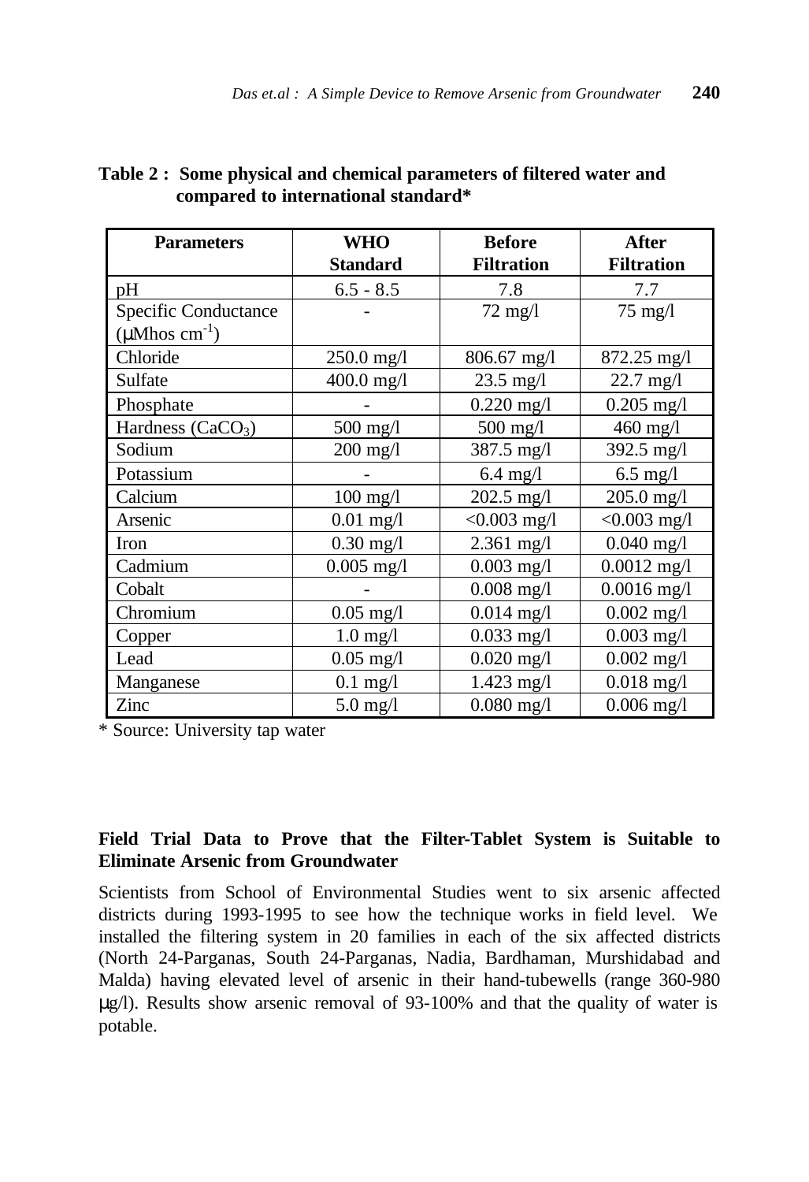**Table 2 : Some physical and chemical parameters of filtered water and compared to international standard***

| Parameters | WHO Standard | Before Filtration | After Filtration |
|---|---|---|---|
| pH | 6.5 - 8.5 | 7.8 | 7.7 |
| Specific Conductance (μMhos $cm^{-1}$) | - | 72 mg/l | 75 mg/l |
| Chloride | 250.0 mg/l | 806.67 mg/l | 872.25 mg/l |
| Sulfate | 400.0 mg/l | 23.5 mg/l | 22.7 mg/l |
| Phosphate | - | 0.220 mg/l | 0.205 mg/l |
| Hardness ($CaCO_3$) | 500 mg/l | 500 mg/l | 460 mg/l |
| Sodium | 200 mg/l | 387.5 mg/l | 392.5 mg/l |
| Potassium | - | 6.4 mg/l | 6.5 mg/l |
| Calcium | 100 mg/l | 202.5 mg/l | 205.0 mg/l |
| Arsenic | 0.01 mg/l | <0.003 mg/l | <0.003 mg/l |
| Iron | 0.30 mg/l | 2.361 mg/l | 0.040 mg/l |
| Cadmium | 0.005 mg/l | 0.003 mg/l | 0.0012 mg/l |
| Cobalt | - | 0.008 mg/l | 0.0016 mg/l |
| Chromium | 0.05 mg/l | 0.014 mg/l | 0.002 mg/l |
| Copper | 1.0 mg/l | 0.033 mg/l | 0.003 mg/l |
| Lead | 0.05 mg/l | 0.020 mg/l | 0.002 mg/l |
| Manganese | 0.1 mg/l | 1.423 mg/l | 0.018 mg/l |
| Zinc | 5.0 mg/l | 0.080 mg/l | 0.006 mg/l |

* Source: University tap water

**Field Trial Data to Prove that the Filter-Tablet System is Suitable to Eliminate Arsenic from Groundwater**

Scientists from School of Environmental Studies went to six arsenic affected districts during 1993-1995 to see how the technique works in field level. We installed the filtering system in 20 families in each of the six affected districts (North 24-Parganas, South 24-Parganas, Nadia, Bardhaman, Murshidabad and Malda) having elevated level of arsenic in their hand-tubewells (range 360-980 μg/l). Results show arsenic removal of 93-100% and that the quality of water is potable.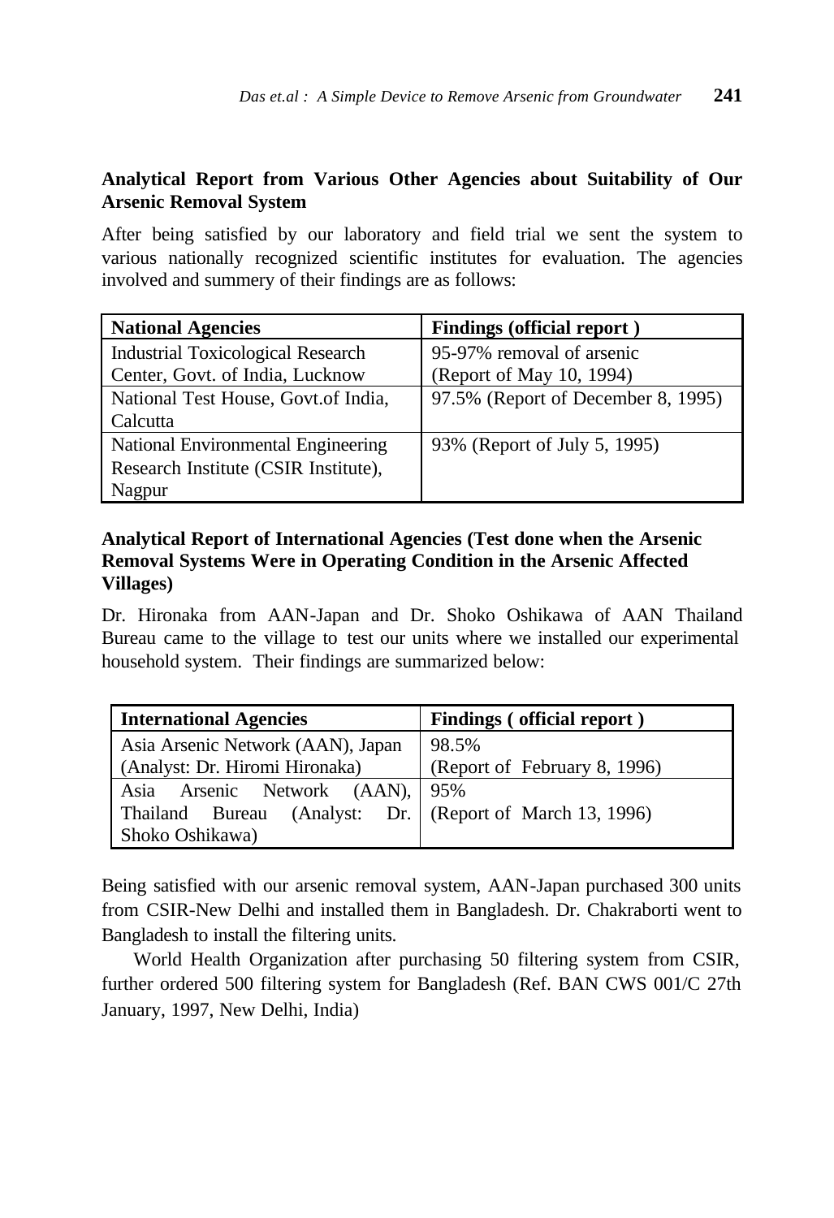**Analytical Report from Various Other Agencies about Suitability of Our Arsenic Removal System**

After being satisfied by our laboratory and field trial we sent the system to various nationally recognized scientific institutes for evaluation. The agencies involved and summery of their findings are as follows:

| **National Agencies** | **Findings (official report )** |
|---|---|
| Industrial Toxicological Research Center, Govt. of India, Lucknow | 95-97% removal of arsenic (Report of May 10, 1994) |
| National Test House, Govt.of India, Calcutta | 97.5% (Report of December 8, 1995) |
| National Environmental Engineering Research Institute (CSIR Institute), Nagpur | 93% (Report of July 5, 1995) |

**Analytical Report of International Agencies (Test done when the Arsenic Removal Systems Were in Operating Condition in the Arsenic Affected Villages)**

Dr. Hironaka from AAN-Japan and Dr. Shoko Oshikawa of AAN Thailand Bureau came to the village to test our units where we installed our experimental household system. Their findings are summarized below:

| **International Agencies** | **Findings ( official report )** |
|---|---|
| Asia Arsenic Network (AAN), Japan (Analyst: Dr. Hiromi Hironaka) | 98.5% (Report of February 8, 1996) |
| Asia Arsenic Network (AAN), Thailand Bureau (Analyst: Dr. Shoko Oshikawa) | 95% (Report of March 13, 1996) |

Being satisfied with our arsenic removal system, AAN-Japan purchased 300 units from CSIR-New Delhi and installed them in Bangladesh. Dr. Chakraborti went to Bangladesh to install the filtering units.

World Health Organization after purchasing 50 filtering system from CSIR, further ordered 500 filtering system for Bangladesh (Ref. BAN CWS 001/C 27th January, 1997, New Delhi, India)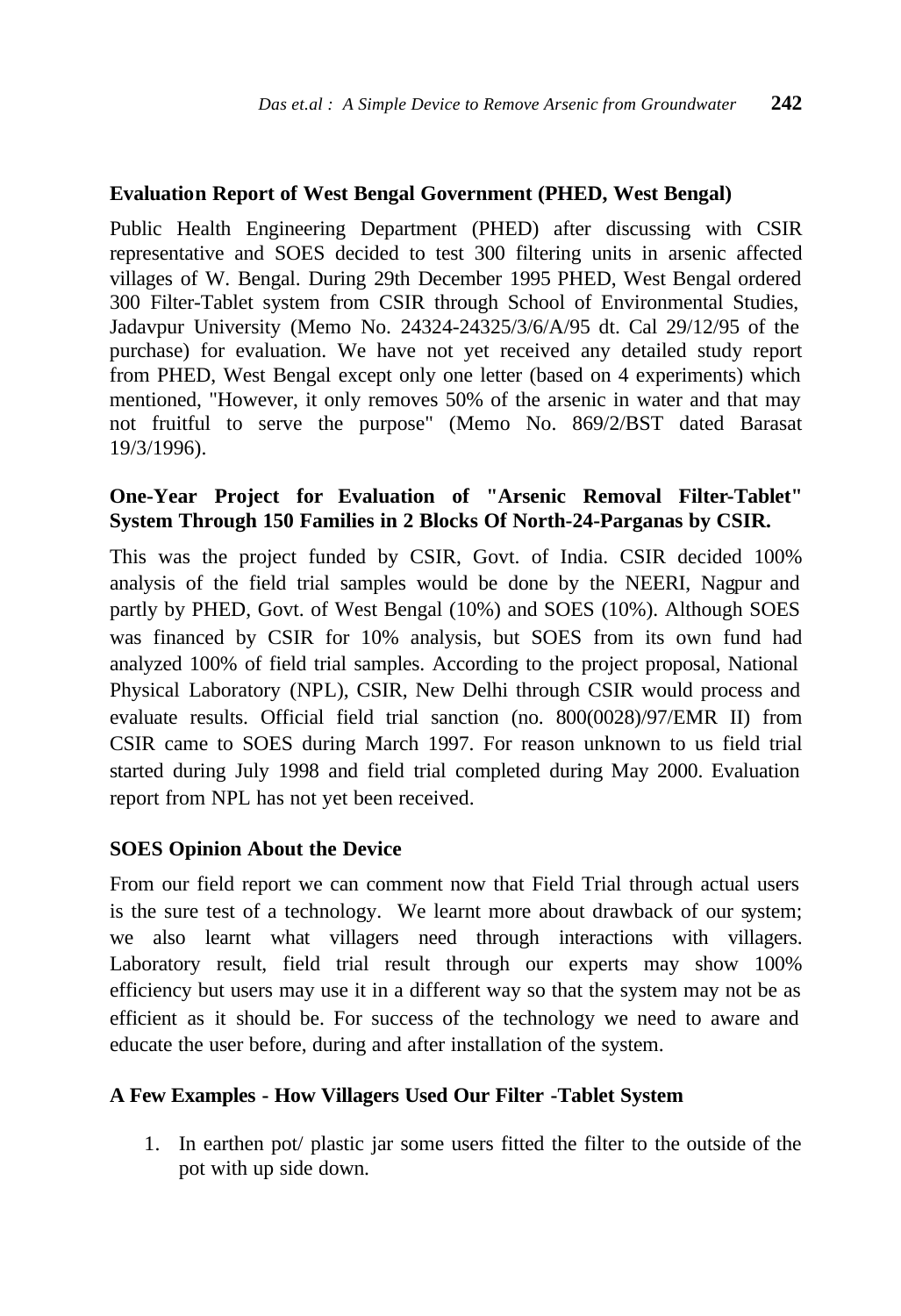**Evaluation Report of West Bengal Government (PHED, West Bengal)**

Public Health Engineering Department (PHED) after discussing with CSIR representative and SOES decided to test 300 filtering units in arsenic affected villages of W. Bengal. During 29th December 1995 PHED, West Bengal ordered 300 Filter-Tablet system from CSIR through School of Environmental Studies, Jadavpur University (Memo No. 24324-24325/3/6/A/95 dt. Cal 29/12/95 of the purchase) for evaluation. We have not yet received any detailed study report from PHED, West Bengal except only one letter (based on 4 experiments) which mentioned, "However, it only removes 50% of the arsenic in water and that may not fruitful to serve the purpose" (Memo No. 869/2/BST dated Barasat 19/3/1996).

**One-Year Project for Evaluation of "Arsenic Removal Filter-Tablet" System Through 150 Families in 2 Blocks Of North-24-Parganas by CSIR.**

This was the project funded by CSIR, Govt. of India. CSIR decided 100% analysis of the field trial samples would be done by the NEERI, Nagpur and partly by PHED, Govt. of West Bengal (10%) and SOES (10%). Although SOES was financed by CSIR for 10% analysis, but SOES from its own fund had analyzed 100% of field trial samples. According to the project proposal, National Physical Laboratory (NPL), CSIR, New Delhi through CSIR would process and evaluate results. Official field trial sanction (no. 800(0028)/97/EMR II) from CSIR came to SOES during March 1997. For reason unknown to us field trial started during July 1998 and field trial completed during May 2000. Evaluation report from NPL has not yet been received.

**SOES Opinion About the Device**

From our field report we can comment now that Field Trial through actual users is the sure test of a technology. We learnt more about drawback of our system; we also learnt what villagers need through interactions with villagers. Laboratory result, field trial result through our experts may show 100% efficiency but users may use it in a different way so that the system may not be as efficient as it should be. For success of the technology we need to aware and educate the user before, during and after installation of the system.

**A Few Examples - How Villagers Used Our Filter -Tablet System**

1. In earthen pot/ plastic jar some users fitted the filter to the outside of the pot with up side down.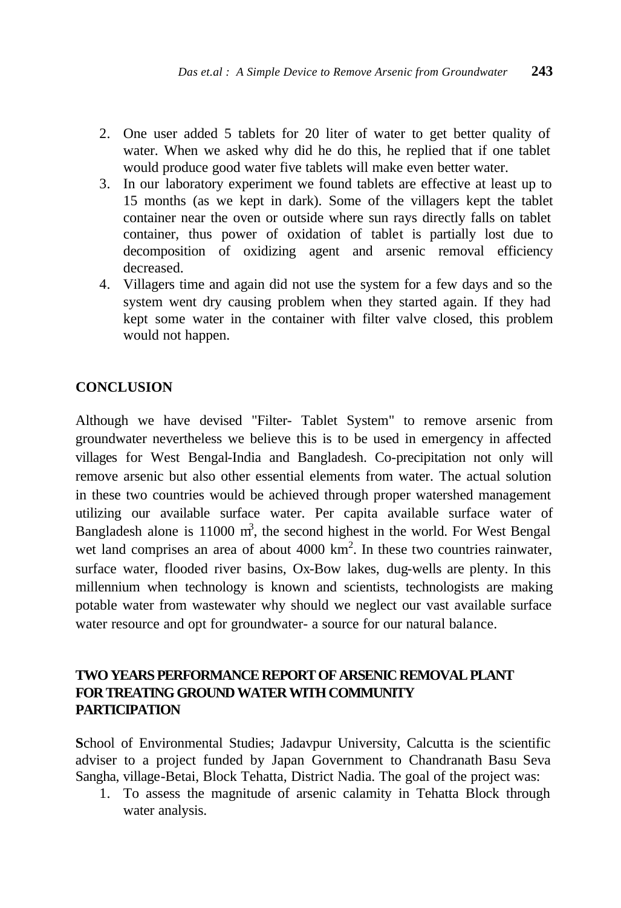2. One user added 5 tablets for 20 liter of water to get better quality of water. When we asked why did he do this, he replied that if one tablet would produce good water five tablets will make even better water.
3. In our laboratory experiment we found tablets are effective at least up to 15 months (as we kept in dark). Some of the villagers kept the tablet container near the oven or outside where sun rays directly falls on tablet container, thus power of oxidation of tablet is partially lost due to decomposition of oxidizing agent and arsenic removal efficiency decreased.
4. Villagers time and again did not use the system for a few days and so the system went dry causing problem when they started again. If they had kept some water in the container with filter valve closed, this problem would not happen.

## CONCLUSION

Although we have devised "Filter- Tablet System" to remove arsenic from groundwater nevertheless we believe this is to be used in emergency in affected villages for West Bengal-India and Bangladesh. Co-precipitation not only will remove arsenic but also other essential elements from water. The actual solution in these two countries would be achieved through proper watershed management utilizing our available surface water. Per capita available surface water of Bangladesh alone is 11000 $m^3$, the second highest in the world. For West Bengal wet land comprises an area of about 4000 $km^2$. In these two countries rainwater, surface water, flooded river basins, Ox-Bow lakes, dug-wells are plenty. In this millennium when technology is known and scientists, technologists are making potable water from wastewater why should we neglect our vast available surface water resource and opt for groundwater- a source for our natural balance.

## TWO YEARS PERFORMANCE REPORT OF ARSENIC REMOVAL PLANT FOR TREATING GROUND WATER WITH COMMUNITY PARTICIPATION

**S**chool of Environmental Studies; Jadavpur University, Calcutta is the scientific adviser to a project funded by Japan Government to Chandranath Basu Seva Sangha, village-Betai, Block Tehatta, District Nadia. The goal of the project was:

1. To assess the magnitude of arsenic calamity in Tehatta Block through water analysis.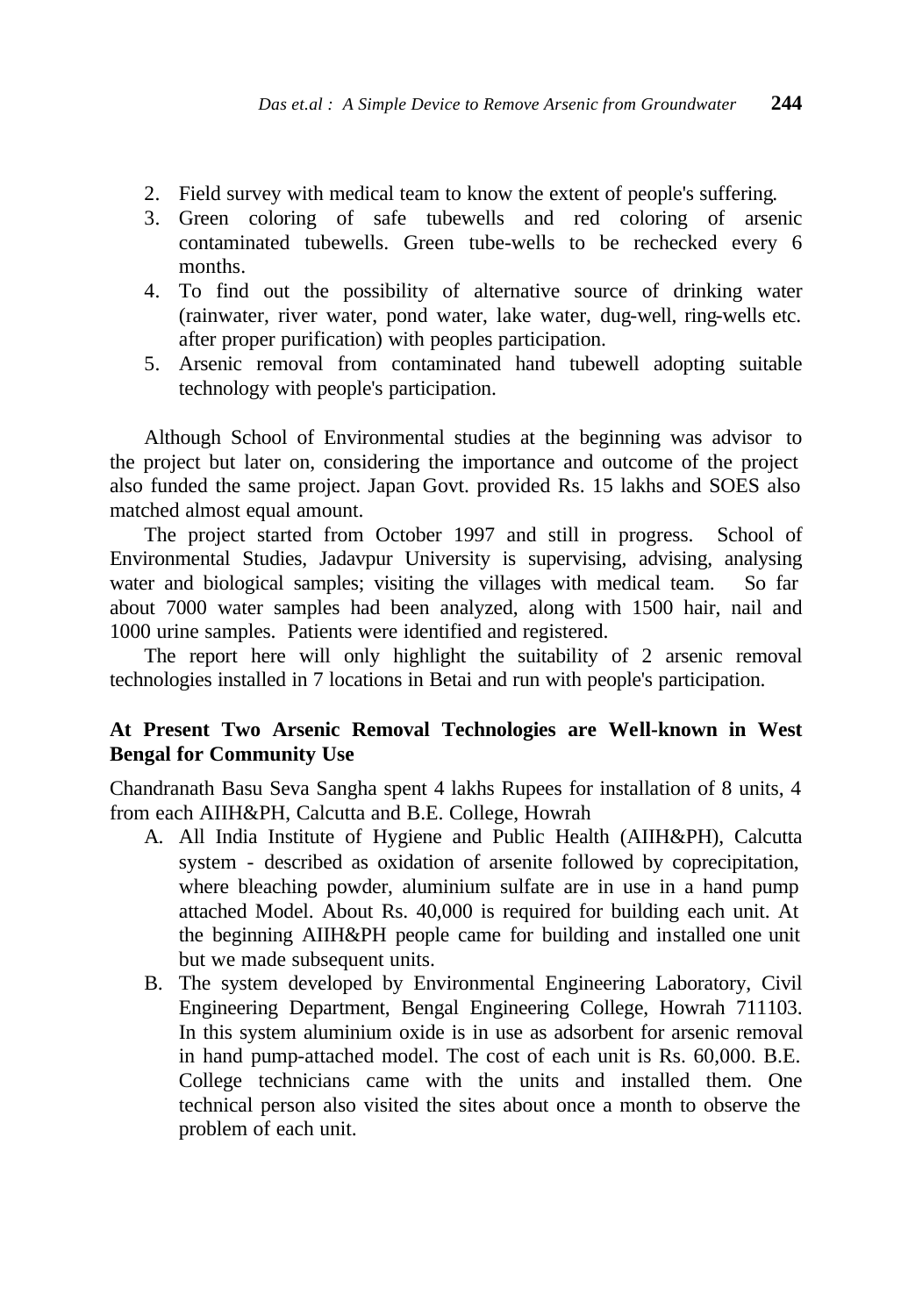2. Field survey with medical team to know the extent of people's suffering.
3. Green coloring of safe tubewells and red coloring of arsenic contaminated tubewells. Green tube-wells to be rechecked every 6 months.
4. To find out the possibility of alternative source of drinking water (rainwater, river water, pond water, lake water, dug-well, ring-wells etc. after proper purification) with peoples participation.
5. Arsenic removal from contaminated hand tubewell adopting suitable technology with people's participation.

Although School of Environmental studies at the beginning was advisor to the project but later on, considering the importance and outcome of the project also funded the same project. Japan Govt. provided Rs. 15 lakhs and SOES also matched almost equal amount.

The project started from October 1997 and still in progress. School of Environmental Studies, Jadavpur University is supervising, advising, analysing water and biological samples; visiting the villages with medical team. So far about 7000 water samples had been analyzed, along with 1500 hair, nail and 1000 urine samples. Patients were identified and registered.

The report here will only highlight the suitability of 2 arsenic removal technologies installed in 7 locations in Betai and run with people's participation.

**At Present Two Arsenic Removal Technologies are Well-known in West Bengal for Community Use**

Chandranath Basu Seva Sangha spent 4 lakhs Rupees for installation of 8 units, 4 from each AIIH&PH, Calcutta and B.E. College, Howrah

A. All India Institute of Hygiene and Public Health (AIIH&PH), Calcutta system - described as oxidation of arsenite followed by coprecipitation, where bleaching powder, aluminium sulfate are in use in a hand pump attached Model. About Rs. 40,000 is required for building each unit. At the beginning AIIH&PH people came for building and installed one unit but we made subsequent units.
B. The system developed by Environmental Engineering Laboratory, Civil Engineering Department, Bengal Engineering College, Howrah 711103. In this system aluminium oxide is in use as adsorbent for arsenic removal in hand pump-attached model. The cost of each unit is Rs. 60,000. B.E. College technicians came with the units and installed them. One technical person also visited the sites about once a month to observe the problem of each unit.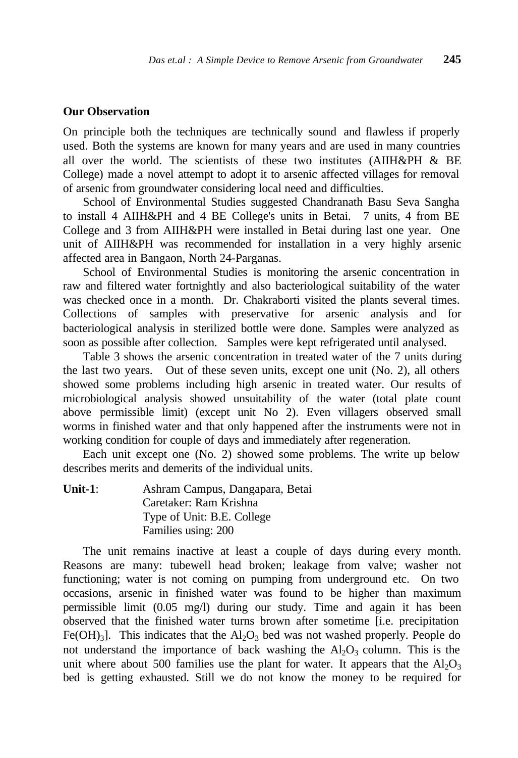## Our Observation

On principle both the techniques are technically sound and flawless if properly used. Both the systems are known for many years and are used in many countries all over the world. The scientists of these two institutes (AIIH&PH & BE College) made a novel attempt to adopt it to arsenic affected villages for removal of arsenic from groundwater considering local need and difficulties.

School of Environmental Studies suggested Chandranath Basu Seva Sangha to install 4 AIIH&PH and 4 BE College's units in Betai. 7 units, 4 from BE College and 3 from AIIH&PH were installed in Betai during last one year. One unit of AIIH&PH was recommended for installation in a very highly arsenic affected area in Bangaon, North 24-Parganas.

School of Environmental Studies is monitoring the arsenic concentration in raw and filtered water fortnightly and also bacteriological suitability of the water was checked once in a month. Dr. Chakraborti visited the plants several times. Collections of samples with preservative for arsenic analysis and for bacteriological analysis in sterilized bottle were done. Samples were analyzed as soon as possible after collection. Samples were kept refrigerated until analysed.

Table 3 shows the arsenic concentration in treated water of the 7 units during the last two years. Out of these seven units, except one unit (No. 2), all others showed some problems including high arsenic in treated water. Our results of microbiological analysis showed unsuitability of the water (total plate count above permissible limit) (except unit No 2). Even villagers observed small worms in finished water and that only happened after the instruments were not in working condition for couple of days and immediately after regeneration.

Each unit except one (No. 2) showed some problems. The write up below describes merits and demerits of the individual units.

**Unit-1**: Ashram Campus, Dangapara, Betai
Caretaker: Ram Krishna
Type of Unit: B.E. College
Families using: 200

The unit remains inactive at least a couple of days during every month. Reasons are many: tubewell head broken; leakage from valve; washer not functioning; water is not coming on pumping from underground etc. On two occasions, arsenic in finished water was found to be higher than maximum permissible limit (0.05 mg/l) during our study. Time and again it has been observed that the finished water turns brown after sometime [i.e. precipitation $Fe(OH)_3$]. This indicates that the $Al_2O_3$ bed was not washed properly. People do not understand the importance of back washing the $Al_2O_3$ column. This is the unit where about 500 families use the plant for water. It appears that the $Al_2O_3$ bed is getting exhausted. Still we do not know the money to be required for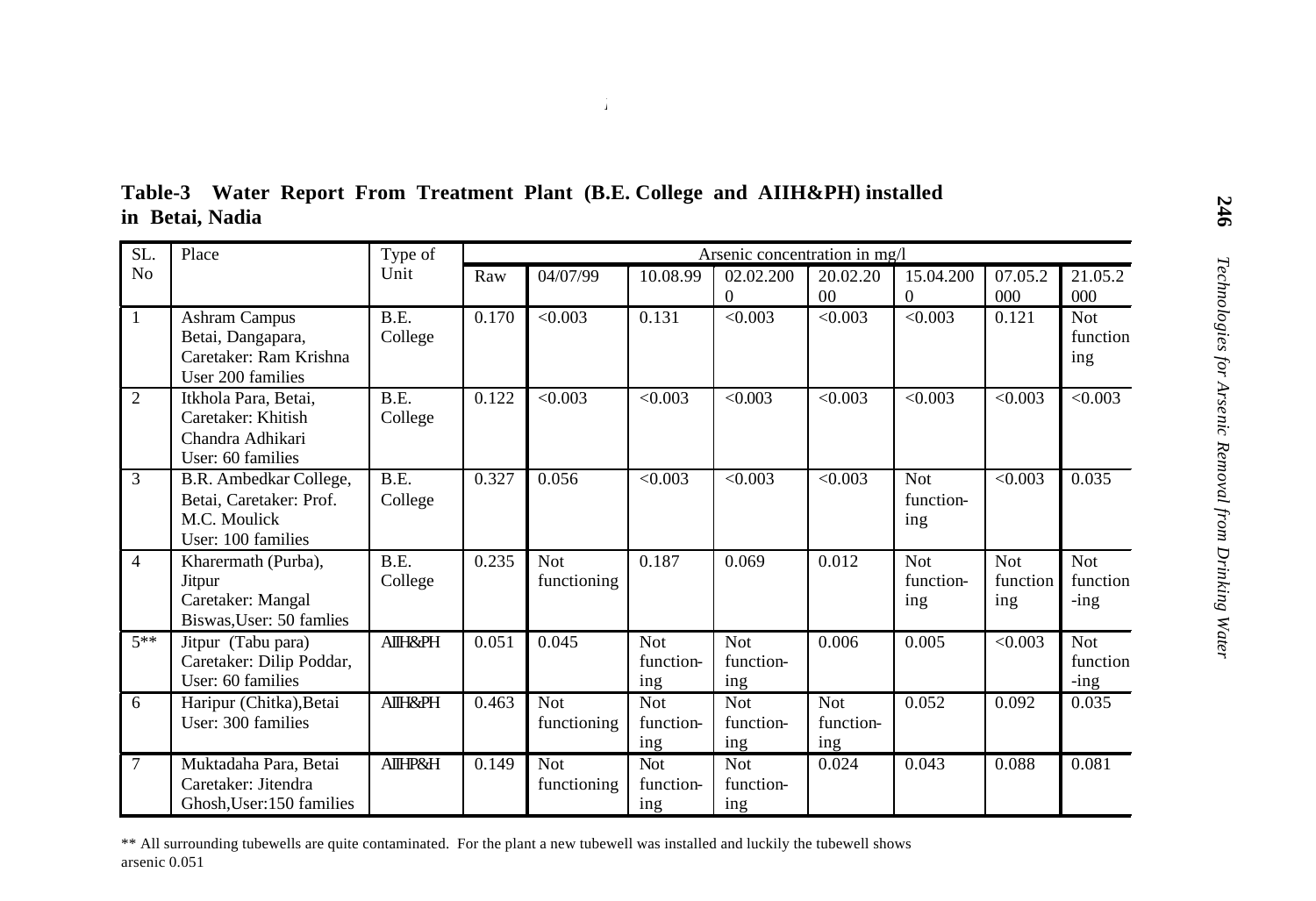**Table-3 Water Report From Treatment Plant (B.E. College and AIIH&PH) installed in Betai, Nadia**

| SL. No | Place | Type of Unit | Arsenic concentration in mg/l | | | | | | | |
|---|---|---|---|---|---|---|---|---|---|---|
| | | | Raw | 04/07/99 | 10.08.99 | 02.02.2000 | 20.02.2000 | 15.04.2000 | 07.05.2000 | 21.05.2000 |
| 1 | Ashram Campus Betai, Dangapara, Caretaker: Ram Krishna User 200 families | B.E. College | 0.170 | <0.003 | 0.131 | <0.003 | <0.003 | <0.003 | 0.121 | Not functioning |
| 2 | Itkhola Para, Betai, Caretaker: Khitish Chandra Adhikari User: 60 families | B.E. College | 0.122 | <0.003 | <0.003 | <0.003 | <0.003 | <0.003 | <0.003 | <0.003 |
| 3 | B.R. Ambedkar College, Betai, Caretaker: Prof. M.C. Moulick User: 100 families | B.E. College | 0.327 | 0.056 | <0.003 | <0.003 | <0.003 | Not functioning | <0.003 | 0.035 |
| 4 | Kharermath (Purba), Jitpur Caretaker: Mangal Biswas,User: 50 famlies | B.E. College | 0.235 | Not functioning | 0.187 | 0.069 | 0.012 | Not functioning | Not functioning | Not functioning |
| 5** | Jitpur (Tabu para) Caretaker: Dilip Poddar, User: 60 families | AIIH&PH | 0.051 | 0.045 | Not functioning | Not functioning | 0.006 | 0.005 | <0.003 | Not functioning |
| 6 | Haripur (Chitka),Betai User: 300 families | AIIH&PH | 0.463 | Not functioning | Not functioning | Not functioning | Not functioning | 0.052 | 0.092 | 0.035 |
| 7 | Muktadaha Para, Betai Caretaker: Jitendra Ghosh,User:150 families | AIIHP&H | 0.149 | Not functioning | Not functioning | Not functioning | 0.024 | 0.043 | 0.088 | 0.081 |

** All surrounding tubewells are quite contaminated. For the plant a new tubewell was installed and luckily the tubewell shows arsenic 0.051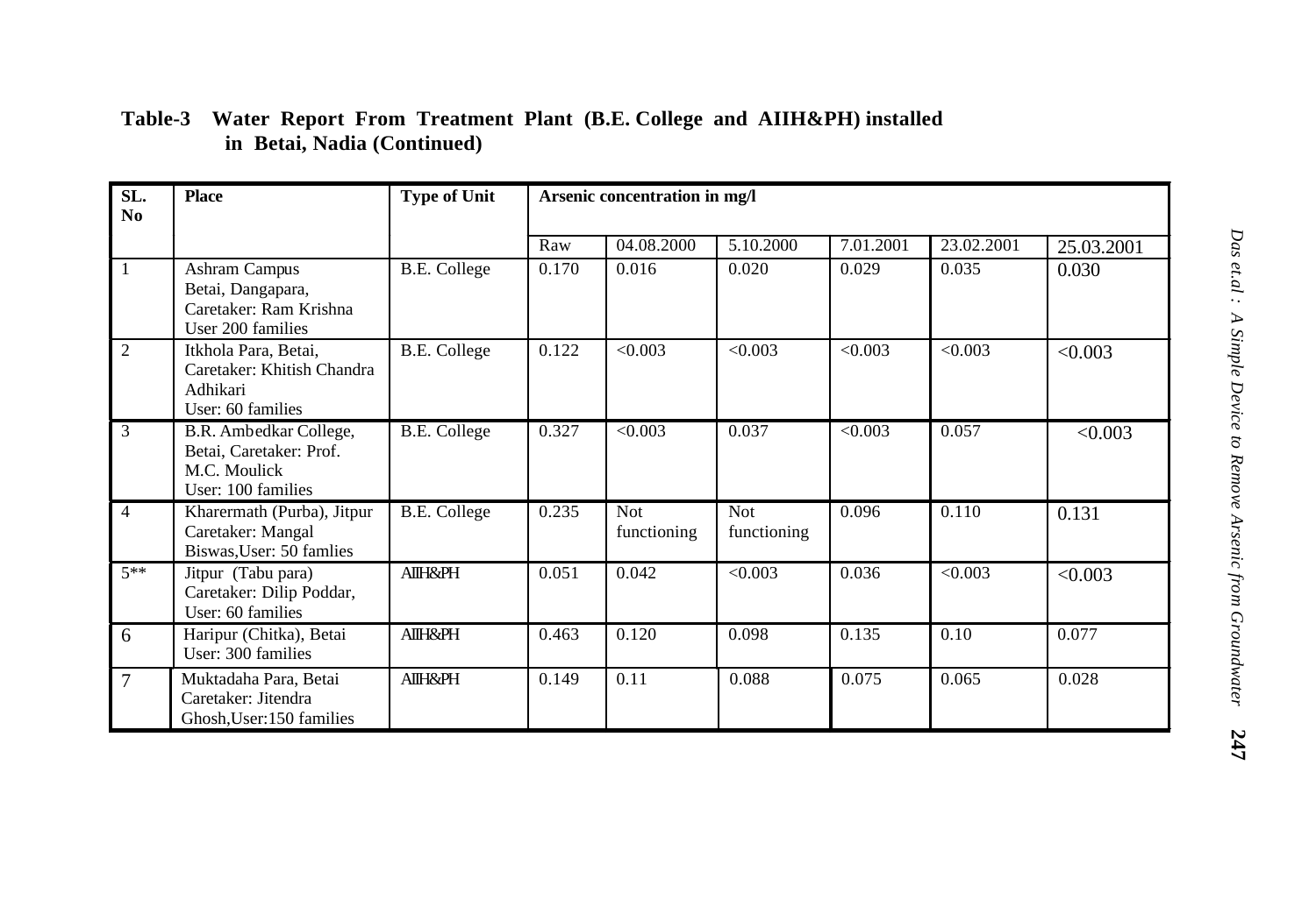**Table-3 Water Report From Treatment Plant (B.E. College and AIIH&PH) installed in Betai, Nadia (Continued)**

| SL. No | Place | Type of Unit | Arsenic concentration in mg/l | | | | | |
|---|---|---|---|---|---|---|---|---|
| | | | Raw | 04.08.2000 | 5.10.2000 | 7.01.2001 | 23.02.2001 | 25.03.2001 |
| 1 | Ashram Campus Betai, Dangapara, Caretaker: Ram Krishna User 200 families | B.E. College | 0.170 | 0.016 | 0.020 | 0.029 | 0.035 | 0.030 |
| 2 | Itkhola Para, Betai, Caretaker: Khitish Chandra Adhikari User: 60 families | B.E. College | 0.122 | <0.003 | <0.003 | <0.003 | <0.003 | <0.003 |
| 3 | B.R. Ambedkar College, Betai, Caretaker: Prof. M.C. Moulick User: 100 families | B.E. College | 0.327 | <0.003 | 0.037 | <0.003 | 0.057 | <0.003 |
| 4 | Kharermath (Purba), Jitpur Caretaker: Mangal Biswas,User: 50 famlies | B.E. College | 0.235 | Not functioning | Not functioning | 0.096 | 0.110 | 0.131 |
| 5** | Jitpur (Tabu para) Caretaker: Dilip Poddar, User: 60 families | AIIH&PH | 0.051 | 0.042 | <0.003 | 0.036 | <0.003 | <0.003 |
| 6 | Haripur (Chitka), Betai User: 300 families | AIIH&PH | 0.463 | 0.120 | 0.098 | 0.135 | 0.10 | 0.077 |
| 7 | Muktadaha Para, Betai Caretaker: Jitendra Ghosh,User:150 families | AIIH&PH | 0.149 | 0.11 | 0.088 | 0.075 | 0.065 | 0.028 |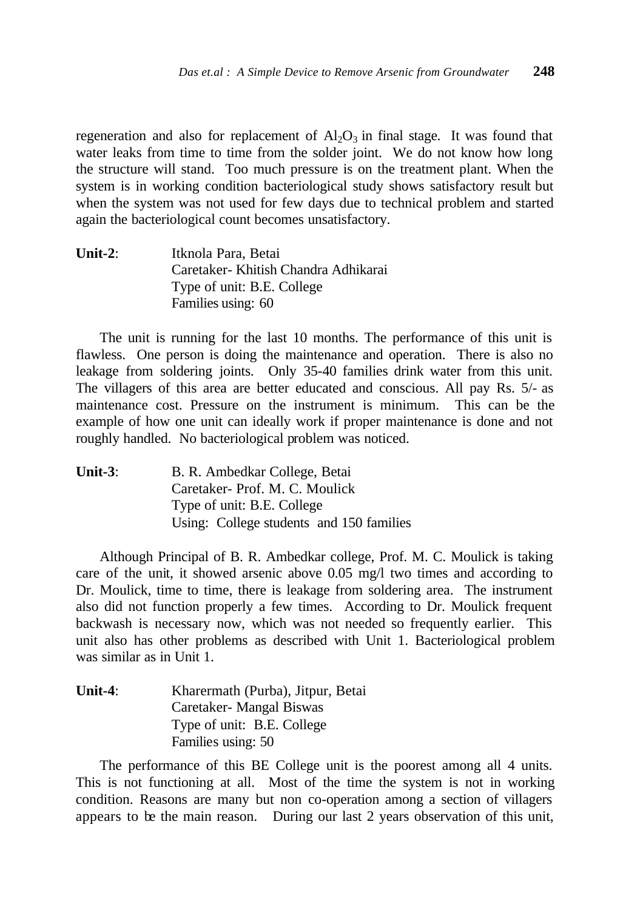regeneration and also for replacement of $Al_2O_3$ in final stage. It was found that water leaks from time to time from the solder joint. We do not know how long the structure will stand. Too much pressure is on the treatment plant. When the system is in working condition bacteriological study shows satisfactory result but when the system was not used for few days due to technical problem and started again the bacteriological count becomes unsatisfactory.

**Unit-2**: Itknola Para, Betai
Caretaker- Khitish Chandra Adhikarai
Type of unit: B.E. College
Families using: 60

The unit is running for the last 10 months. The performance of this unit is flawless. One person is doing the maintenance and operation. There is also no leakage from soldering joints. Only 35-40 families drink water from this unit. The villagers of this area are better educated and conscious. All pay Rs. 5/- as maintenance cost. Pressure on the instrument is minimum. This can be the example of how one unit can ideally work if proper maintenance is done and not roughly handled. No bacteriological problem was noticed.

**Unit-3**: B. R. Ambedkar College, Betai
Caretaker- Prof. M. C. Moulick
Type of unit: B.E. College
Using: College students and 150 families

Although Principal of B. R. Ambedkar college, Prof. M. C. Moulick is taking care of the unit, it showed arsenic above 0.05 mg/l two times and according to Dr. Moulick, time to time, there is leakage from soldering area. The instrument also did not function properly a few times. According to Dr. Moulick frequent backwash is necessary now, which was not needed so frequently earlier. This unit also has other problems as described with Unit 1. Bacteriological problem was similar as in Unit 1.

**Unit-4**: Kharermath (Purba), Jitpur, Betai
Caretaker- Mangal Biswas
Type of unit: B.E. College
Families using: 50

The performance of this BE College unit is the poorest among all 4 units. This is not functioning at all. Most of the time the system is not in working condition. Reasons are many but non co-operation among a section of villagers appears to be the main reason. During our last 2 years observation of this unit,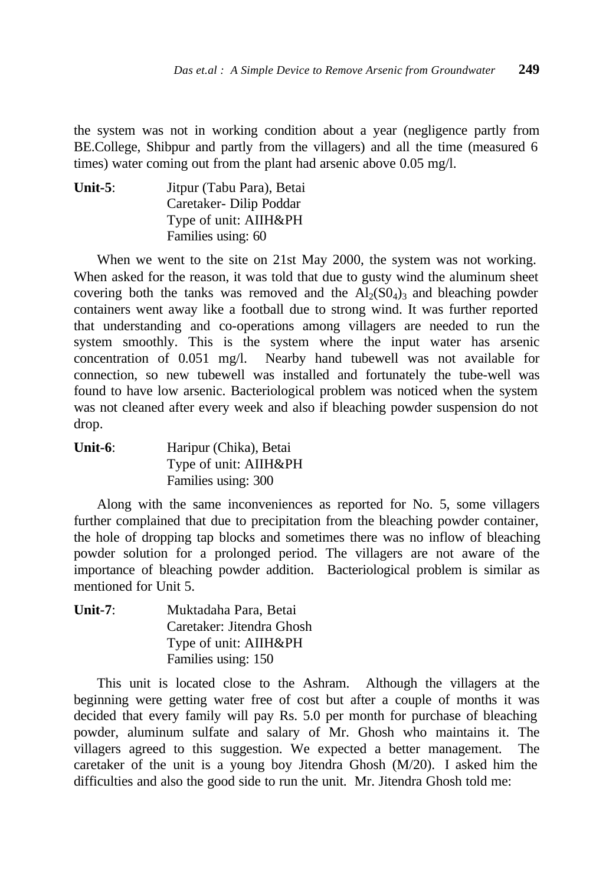the system was not in working condition about a year (negligence partly from BE.College, Shibpur and partly from the villagers) and all the time (measured 6 times) water coming out from the plant had arsenic above 0.05 mg/l.

**Unit-5**: Jitpur (Tabu Para), Betai
Caretaker- Dilip Poddar
Type of unit: AIIH&PH
Families using: 60

When we went to the site on 21st May 2000, the system was not working. When asked for the reason, it was told that due to gusty wind the aluminum sheet covering both the tanks was removed and the $Al_2(S0_4)_3$ and bleaching powder containers went away like a football due to strong wind. It was further reported that understanding and co-operations among villagers are needed to run the system smoothly. This is the system where the input water has arsenic concentration of 0.051 mg/l. Nearby hand tubewell was not available for connection, so new tubewell was installed and fortunately the tube-well was found to have low arsenic. Bacteriological problem was noticed when the system was not cleaned after every week and also if bleaching powder suspension do not drop.

**Unit-6**: Haripur (Chika), Betai
Type of unit: AIIH&PH
Families using: 300

Along with the same inconveniences as reported for No. 5, some villagers further complained that due to precipitation from the bleaching powder container, the hole of dropping tap blocks and sometimes there was no inflow of bleaching powder solution for a prolonged period. The villagers are not aware of the importance of bleaching powder addition. Bacteriological problem is similar as mentioned for Unit 5.

**Unit-7**: Muktadaha Para, Betai
Caretaker: Jitendra Ghosh
Type of unit: AIIH&PH
Families using: 150

This unit is located close to the Ashram. Although the villagers at the beginning were getting water free of cost but after a couple of months it was decided that every family will pay Rs. 5.0 per month for purchase of bleaching powder, aluminum sulfate and salary of Mr. Ghosh who maintains it. The villagers agreed to this suggestion. We expected a better management. The caretaker of the unit is a young boy Jitendra Ghosh (M/20). I asked him the difficulties and also the good side to run the unit. Mr. Jitendra Ghosh told me: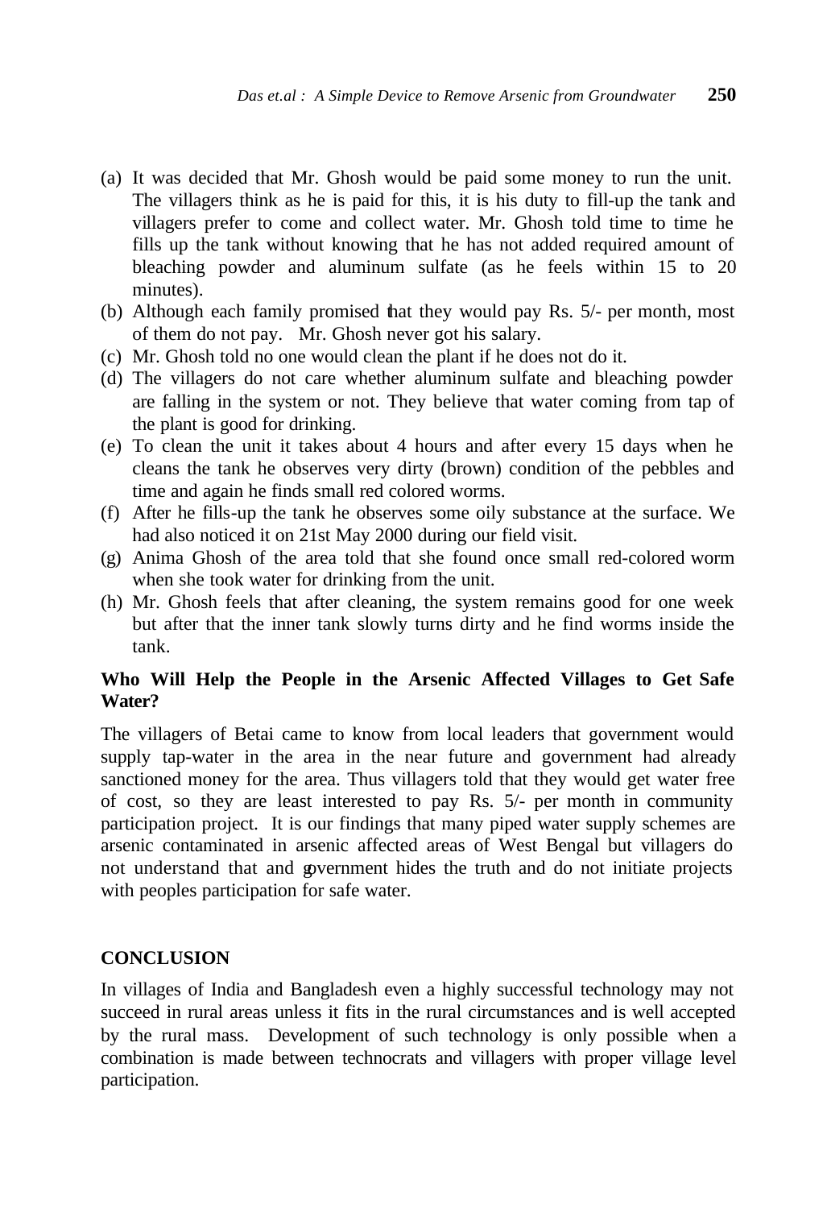(a) It was decided that Mr. Ghosh would be paid some money to run the unit. The villagers think as he is paid for this, it is his duty to fill-up the tank and villagers prefer to come and collect water. Mr. Ghosh told time to time he fills up the tank without knowing that he has not added required amount of bleaching powder and aluminum sulfate (as he feels within 15 to 20 minutes).

(b) Although each family promised that they would pay Rs. 5/- per month, most of them do not pay. Mr. Ghosh never got his salary.

(c) Mr. Ghosh told no one would clean the plant if he does not do it.

(d) The villagers do not care whether aluminum sulfate and bleaching powder are falling in the system or not. They believe that water coming from tap of the plant is good for drinking.

(e) To clean the unit it takes about 4 hours and after every 15 days when he cleans the tank he observes very dirty (brown) condition of the pebbles and time and again he finds small red colored worms.

(f) After he fills-up the tank he observes some oily substance at the surface. We had also noticed it on 21st May 2000 during our field visit.

(g) Anima Ghosh of the area told that she found once small red-colored worm when she took water for drinking from the unit.

(h) Mr. Ghosh feels that after cleaning, the system remains good for one week but after that the inner tank slowly turns dirty and he find worms inside the tank.

**Who Will Help the People in the Arsenic Affected Villages to Get Safe Water?**

The villagers of Betai came to know from local leaders that government would supply tap-water in the area in the near future and government had already sanctioned money for the area. Thus villagers told that they would get water free of cost, so they are least interested to pay Rs. 5/- per month in community participation project. It is our findings that many piped water supply schemes are arsenic contaminated in arsenic affected areas of West Bengal but villagers do not understand that and government hides the truth and do not initiate projects with peoples participation for safe water.

## CONCLUSION

In villages of India and Bangladesh even a highly successful technology may not succeed in rural areas unless it fits in the rural circumstances and is well accepted by the rural mass. Development of such technology is only possible when a combination is made between technocrats and villagers with proper village level participation.